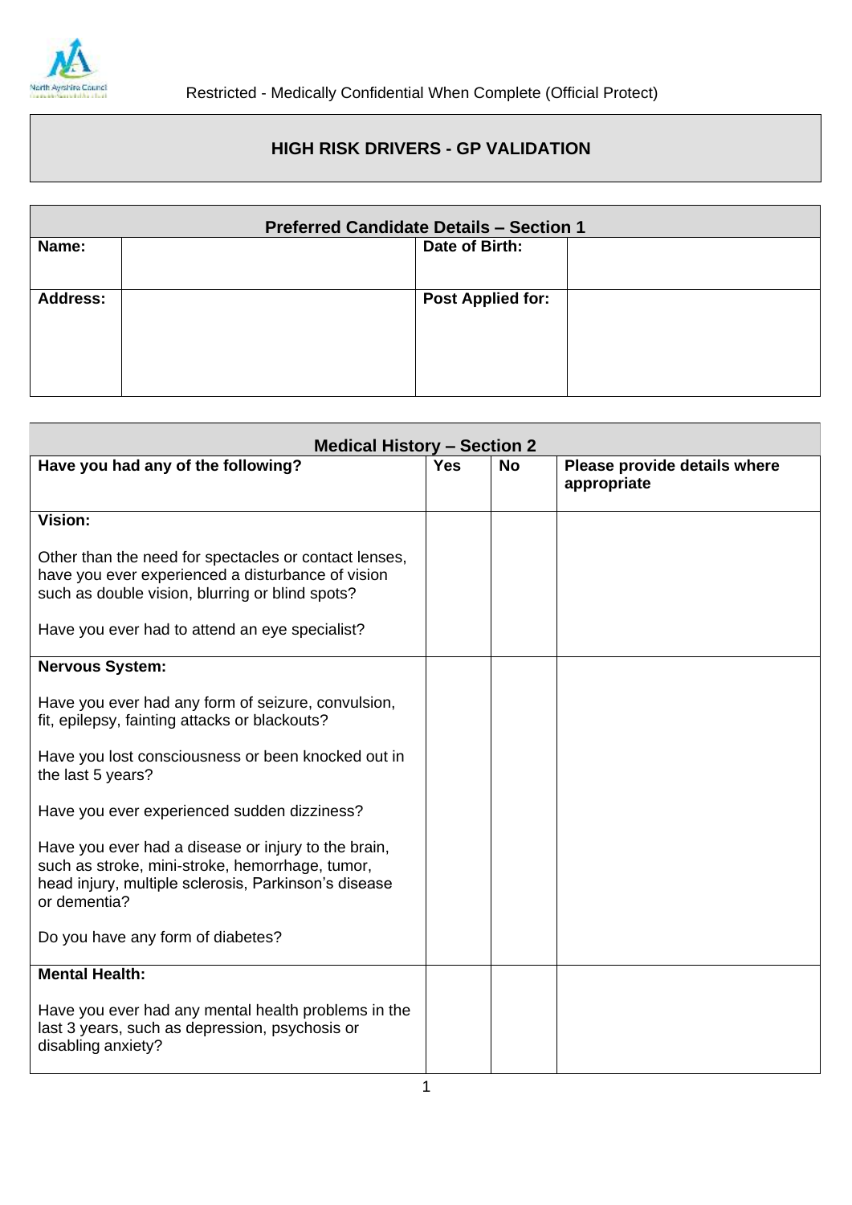Restricted - Medically Confidential When Complete (Official Protect)

# HIGH RISK DRIVERS - GP VALIDATION

| Preferred Candidate Details – Section 1 | | | |
|---|---|---|---|
| **Name:** | | **Date of Birth:** | |
| **Address:** | | **Post Applied for:** | |

| Medical History – Section 2 | | | |
|---|---|---|---|
| **Have you had any of the following?** | **Yes** | **No** | **Please provide details where appropriate** |
| **Vision:**<br><br>Other than the need for spectacles or contact lenses, have you ever experienced a disturbance of vision such as double vision, blurring or blind spots?<br><br>Have you ever had to attend an eye specialist? | | | |
| **Nervous System:**<br><br>Have you ever had any form of seizure, convulsion, fit, epilepsy, fainting attacks or blackouts?<br><br>Have you lost consciousness or been knocked out in the last 5 years?<br><br>Have you ever experienced sudden dizziness?<br><br>Have you ever had a disease or injury to the brain, such as stroke, mini-stroke, hemorrhage, tumor, head injury, multiple sclerosis, Parkinson's disease or dementia?<br><br>Do you have any form of diabetes? | | | |
| **Mental Health:**<br><br>Have you ever had any mental health problems in the last 3 years, such as depression, psychosis or disabling anxiety? | | | |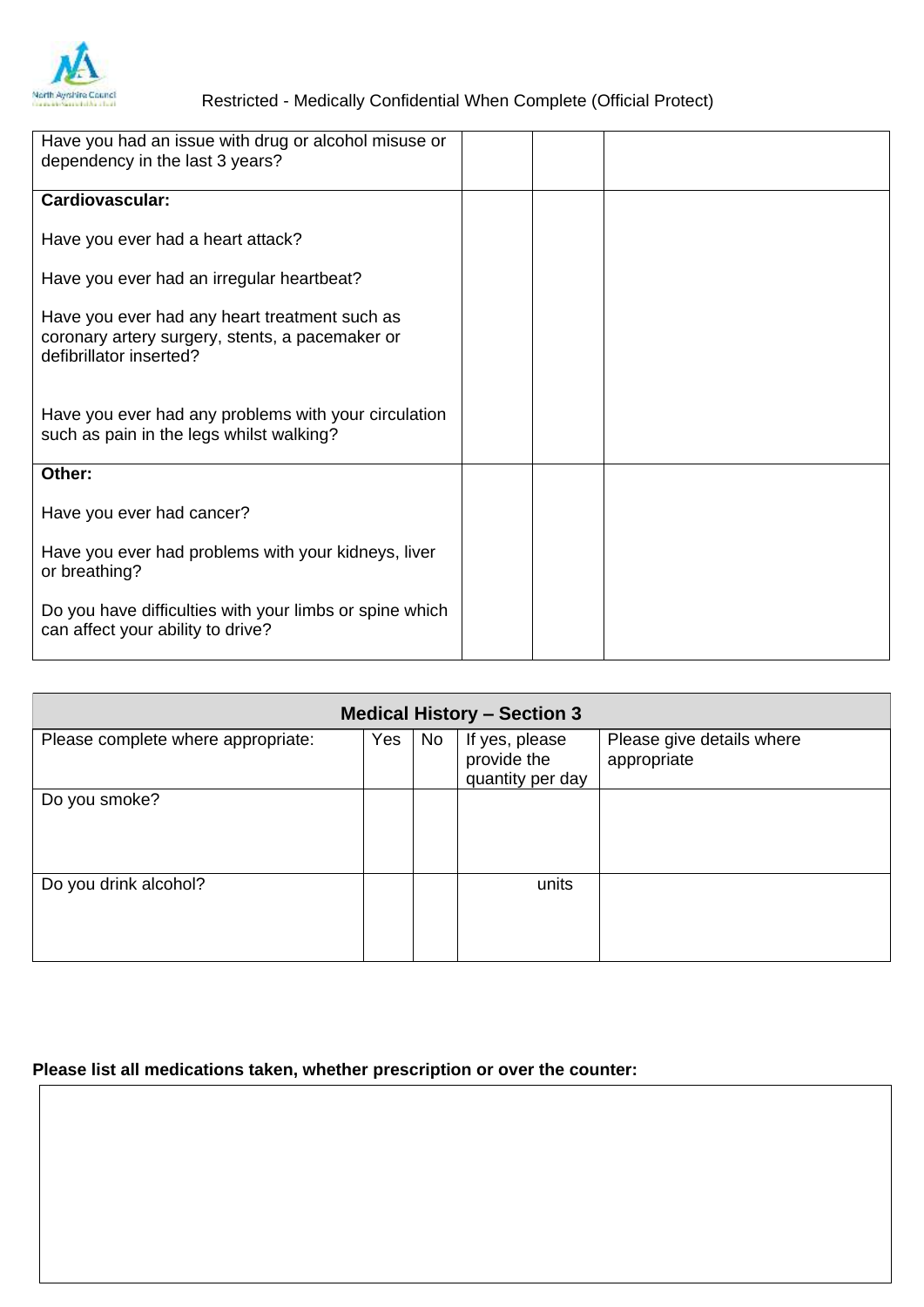| | | | |
|---|---|---|---|
| Have you had an issue with drug or alcohol misuse or dependency in the last 3 years? | | | |
| **Cardiovascular:**<br><br>Have you ever had a heart attack?<br><br>Have you ever had an irregular heartbeat?<br><br>Have you ever had any heart treatment such as coronary artery surgery, stents, a pacemaker or defibrillator inserted?<br><br>Have you ever had any problems with your circulation such as pain in the legs whilst walking? | | | |
| **Other:**<br><br>Have you ever had cancer?<br><br>Have you ever had problems with your kidneys, liver or breathing?<br><br>Do you have difficulties with your limbs or spine which can affect your ability to drive? | | | |

| **Medical History – Section 3** | | | | |
|---|---|---|---|---|
| Please complete where appropriate: | Yes | No | If yes, please provide the quantity per day | Please give details where appropriate |
| Do you smoke? | | | | |
| Do you drink alcohol? | | | units | |

**Please list all medications taken, whether prescription or over the counter:**

| |
|---|
| |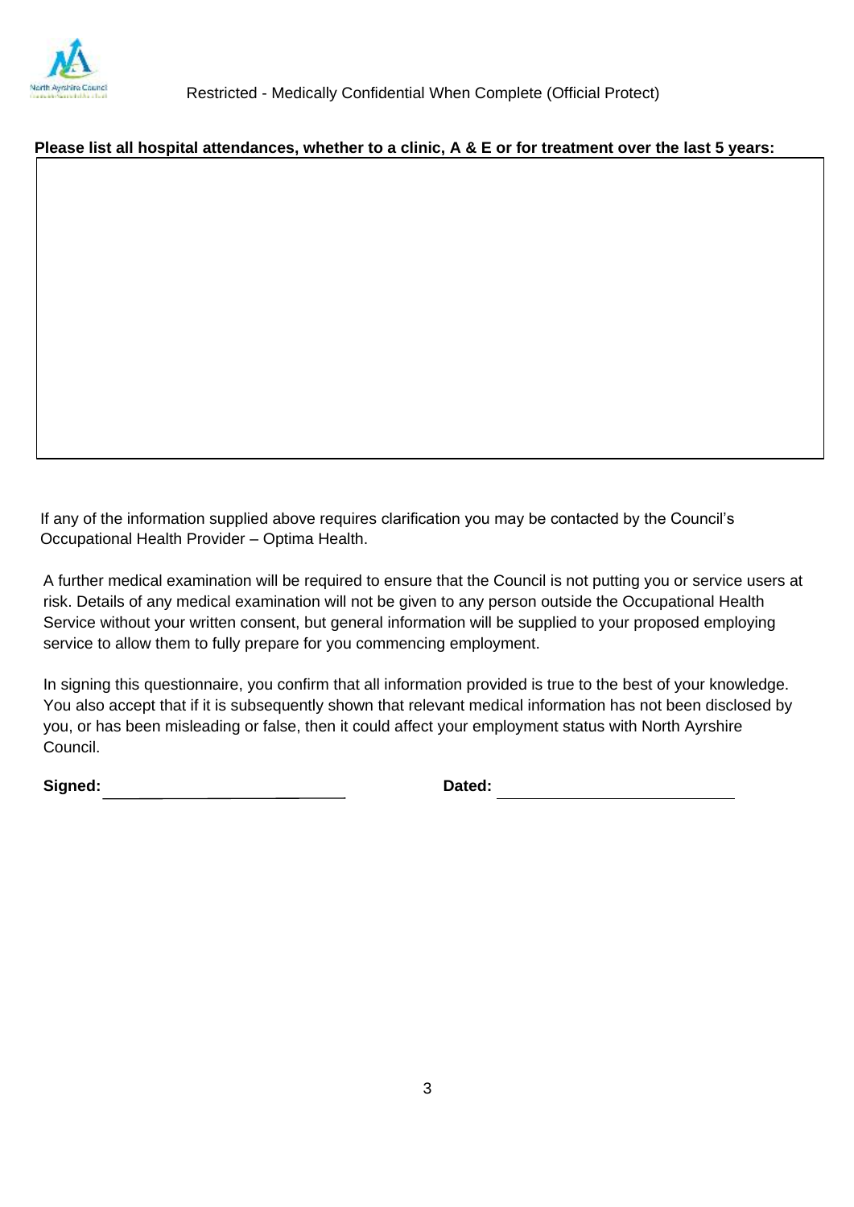Restricted - Medically Confidential When Complete (Official Protect)

**Please list all hospital attendances, whether to a clinic, A & E or for treatment over the last 5 years:**

| |
|---|
| |

If any of the information supplied above requires clarification you may be contacted by the Council's Occupational Health Provider – Optima Health.

A further medical examination will be required to ensure that the Council is not putting you or service users at risk. Details of any medical examination will not be given to any person outside the Occupational Health Service without your written consent, but general information will be supplied to your proposed employing service to allow them to fully prepare for you commencing employment.

In signing this questionnaire, you confirm that all information provided is true to the best of your knowledge. You also accept that if it is subsequently shown that relevant medical information has not been disclosed by you, or has been misleading or false, then it could affect your employment status with North Ayrshire Council.

**Signed:** ______________________________ **Dated:** ______________________________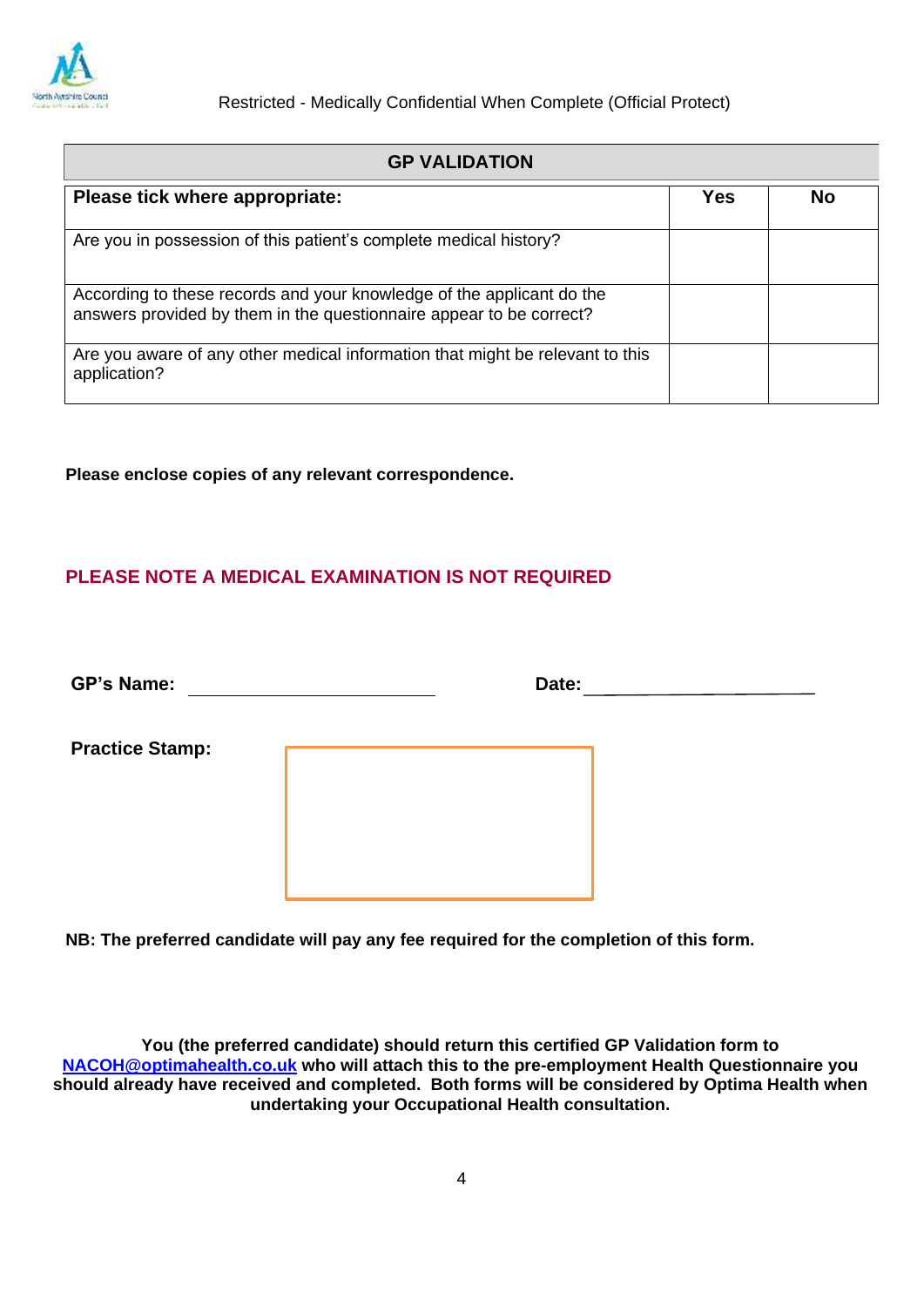Restricted - Medically Confidential When Complete (Official Protect)

## GP VALIDATION

| Please tick where appropriate: | Yes | No |
| --- | --- | --- |
| Are you in possession of this patient's complete medical history? | | |
| According to these records and your knowledge of the applicant do the answers provided by them in the questionnaire appear to be correct? | | |
| Are you aware of any other medical information that might be relevant to this application? | | |

**Please enclose copies of any relevant correspondence.**

**PLEASE NOTE A MEDICAL EXAMINATION IS NOT REQUIRED**

**GP's Name:** ______________________ **Date:** ______________________

**Practice Stamp:**

**NB: The preferred candidate will pay any fee required for the completion of this form.**

**You (the preferred candidate) should return this certified GP Validation form to NACOH@optimahealth.co.uk who will attach this to the pre-employment Health Questionnaire you should already have received and completed. Both forms will be considered by Optima Health when undertaking your Occupational Health consultation.**